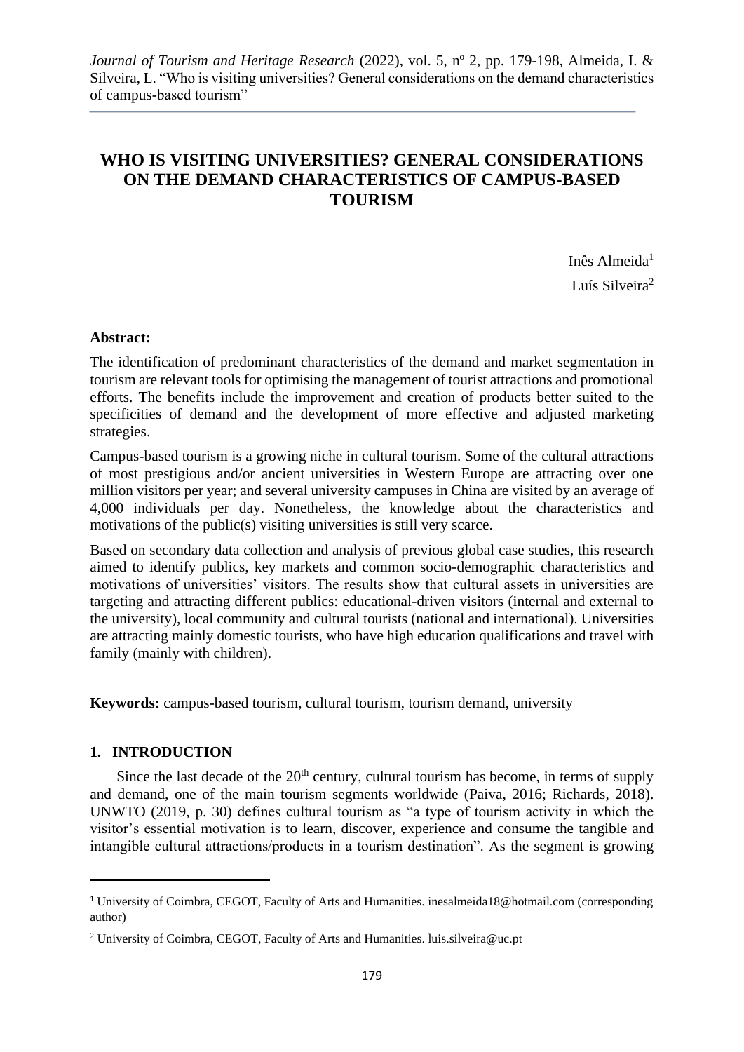# WHO IS VISITING UNIVERSITIES? GENERAL CONSIDERATIONS ON THE DEMAND CHARACTERISTICS OF CAMPUS-BASED TOURISM

Inês Almeida[1]

Luís Silveira[2]

**Abstract:**

The identification of predominant characteristics of the demand and market segmentation in tourism are relevant tools for optimising the management of tourist attractions and promotional efforts. The benefits include the improvement and creation of products better suited to the specificities of demand and the development of more effective and adjusted marketing strategies.

Campus-based tourism is a growing niche in cultural tourism. Some of the cultural attractions of most prestigious and/or ancient universities in Western Europe are attracting over one million visitors per year; and several university campuses in China are visited by an average of 4,000 individuals per day. Nonetheless, the knowledge about the characteristics and motivations of the public(s) visiting universities is still very scarce.

Based on secondary data collection and analysis of previous global case studies, this research aimed to identify publics, key markets and common socio-demographic characteristics and motivations of universities' visitors. The results show that cultural assets in universities are targeting and attracting different publics: educational-driven visitors (internal and external to the university), local community and cultural tourists (national and international). Universities are attracting mainly domestic tourists, who have high education qualifications and travel with family (mainly with children).

**Keywords:** campus-based tourism, cultural tourism, tourism demand, university

## 1. INTRODUCTION

Since the last decade of the 20th century, cultural tourism has become, in terms of supply and demand, one of the main tourism segments worldwide (Paiva, 2016; Richards, 2018). UNWTO (2019, p. 30) defines cultural tourism as "a type of tourism activity in which the visitor's essential motivation is to learn, discover, experience and consume the tangible and intangible cultural attractions/products in a tourism destination". As the segment is growing

[1] University of Coimbra, CEGOT, Faculty of Arts and Humanities. inesalmeida18@hotmail.com (corresponding author)

[2] University of Coimbra, CEGOT, Faculty of Arts and Humanities. luis.silveira@uc.pt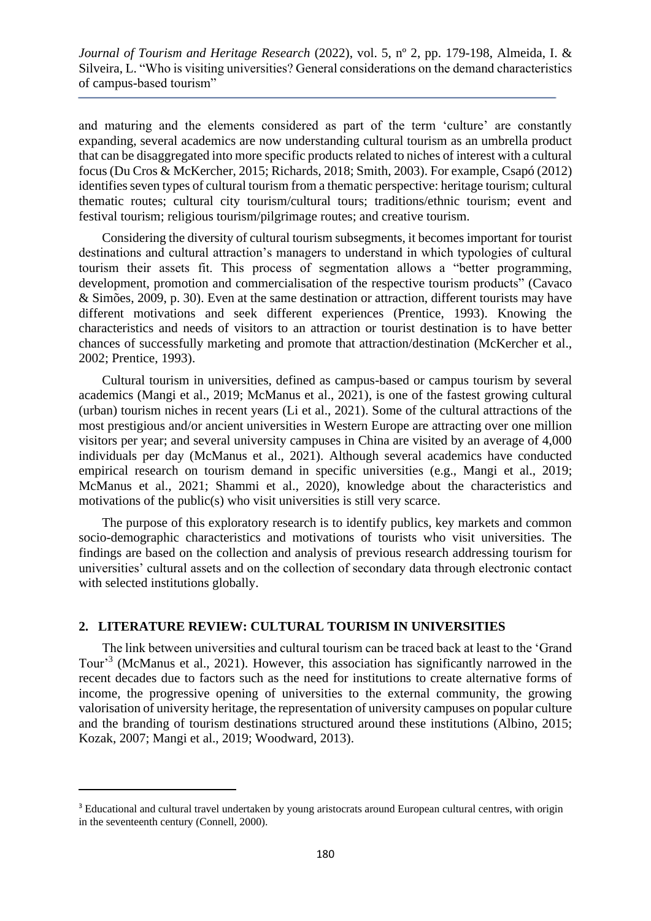and maturing and the elements considered as part of the term 'culture' are constantly expanding, several academics are now understanding cultural tourism as an umbrella product that can be disaggregated into more specific products related to niches of interest with a cultural focus (Du Cros & McKercher, 2015; Richards, 2018; Smith, 2003). For example, Csapó (2012) identifies seven types of cultural tourism from a thematic perspective: heritage tourism; cultural thematic routes; cultural city tourism/cultural tours; traditions/ethnic tourism; event and festival tourism; religious tourism/pilgrimage routes; and creative tourism.

Considering the diversity of cultural tourism subsegments, it becomes important for tourist destinations and cultural attraction's managers to understand in which typologies of cultural tourism their assets fit. This process of segmentation allows a "better programming, development, promotion and commercialisation of the respective tourism products" (Cavaco & Simões, 2009, p. 30). Even at the same destination or attraction, different tourists may have different motivations and seek different experiences (Prentice, 1993). Knowing the characteristics and needs of visitors to an attraction or tourist destination is to have better chances of successfully marketing and promote that attraction/destination (McKercher et al., 2002; Prentice, 1993).

Cultural tourism in universities, defined as campus-based or campus tourism by several academics (Mangi et al., 2019; McManus et al., 2021), is one of the fastest growing cultural (urban) tourism niches in recent years (Li et al., 2021). Some of the cultural attractions of the most prestigious and/or ancient universities in Western Europe are attracting over one million visitors per year; and several university campuses in China are visited by an average of 4,000 individuals per day (McManus et al., 2021). Although several academics have conducted empirical research on tourism demand in specific universities (e.g., Mangi et al., 2019; McManus et al., 2021; Shammi et al., 2020), knowledge about the characteristics and motivations of the public(s) who visit universities is still very scarce.

The purpose of this exploratory research is to identify publics, key markets and common socio-demographic characteristics and motivations of tourists who visit universities. The findings are based on the collection and analysis of previous research addressing tourism for universities' cultural assets and on the collection of secondary data through electronic contact with selected institutions globally.

## 2. LITERATURE REVIEW: CULTURAL TOURISM IN UNIVERSITIES

The link between universities and cultural tourism can be traced back at least to the 'Grand Tour'[3] (McManus et al., 2021). However, this association has significantly narrowed in the recent decades due to factors such as the need for institutions to create alternative forms of income, the progressive opening of universities to the external community, the growing valorisation of university heritage, the representation of university campuses on popular culture and the branding of tourism destinations structured around these institutions (Albino, 2015; Kozak, 2007; Mangi et al., 2019; Woodward, 2013).

[3] Educational and cultural travel undertaken by young aristocrats around European cultural centres, with origin in the seventeenth century (Connell, 2000).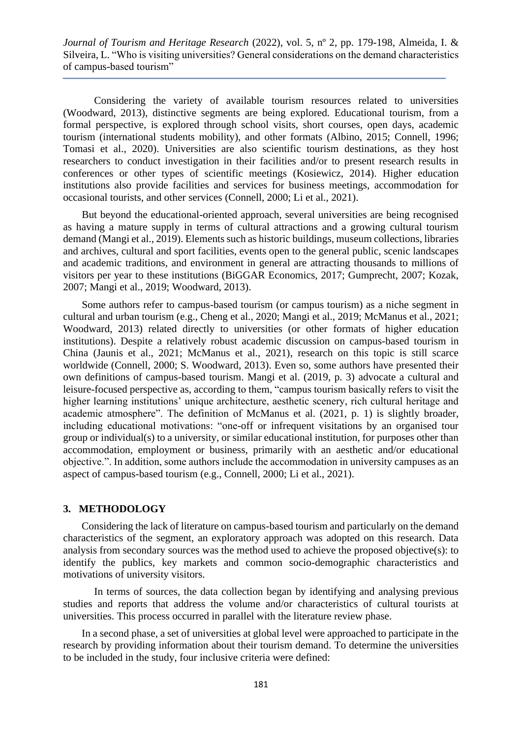Considering the variety of available tourism resources related to universities (Woodward, 2013), distinctive segments are being explored. Educational tourism, from a formal perspective, is explored through school visits, short courses, open days, academic tourism (international students mobility), and other formats (Albino, 2015; Connell, 1996; Tomasi et al., 2020). Universities are also scientific tourism destinations, as they host researchers to conduct investigation in their facilities and/or to present research results in conferences or other types of scientific meetings (Kosiewicz, 2014). Higher education institutions also provide facilities and services for business meetings, accommodation for occasional tourists, and other services (Connell, 2000; Li et al., 2021).

But beyond the educational-oriented approach, several universities are being recognised as having a mature supply in terms of cultural attractions and a growing cultural tourism demand (Mangi et al., 2019). Elements such as historic buildings, museum collections, libraries and archives, cultural and sport facilities, events open to the general public, scenic landscapes and academic traditions, and environment in general are attracting thousands to millions of visitors per year to these institutions (BiGGAR Economics, 2017; Gumprecht, 2007; Kozak, 2007; Mangi et al., 2019; Woodward, 2013).

Some authors refer to campus-based tourism (or campus tourism) as a niche segment in cultural and urban tourism (e.g., Cheng et al., 2020; Mangi et al., 2019; McManus et al., 2021; Woodward, 2013) related directly to universities (or other formats of higher education institutions). Despite a relatively robust academic discussion on campus-based tourism in China (Jaunis et al., 2021; McManus et al., 2021), research on this topic is still scarce worldwide (Connell, 2000; S. Woodward, 2013). Even so, some authors have presented their own definitions of campus-based tourism. Mangi et al. (2019, p. 3) advocate a cultural and leisure-focused perspective as, according to them, "campus tourism basically refers to visit the higher learning institutions' unique architecture, aesthetic scenery, rich cultural heritage and academic atmosphere". The definition of McManus et al. (2021, p. 1) is slightly broader, including educational motivations: "one-off or infrequent visitations by an organised tour group or individual(s) to a university, or similar educational institution, for purposes other than accommodation, employment or business, primarily with an aesthetic and/or educational objective.". In addition, some authors include the accommodation in university campuses as an aspect of campus-based tourism (e.g., Connell, 2000; Li et al., 2021).

## 3. METHODOLOGY

Considering the lack of literature on campus-based tourism and particularly on the demand characteristics of the segment, an exploratory approach was adopted on this research. Data analysis from secondary sources was the method used to achieve the proposed objective(s): to identify the publics, key markets and common socio-demographic characteristics and motivations of university visitors.

In terms of sources, the data collection began by identifying and analysing previous studies and reports that address the volume and/or characteristics of cultural tourists at universities. This process occurred in parallel with the literature review phase.

In a second phase, a set of universities at global level were approached to participate in the research by providing information about their tourism demand. To determine the universities to be included in the study, four inclusive criteria were defined: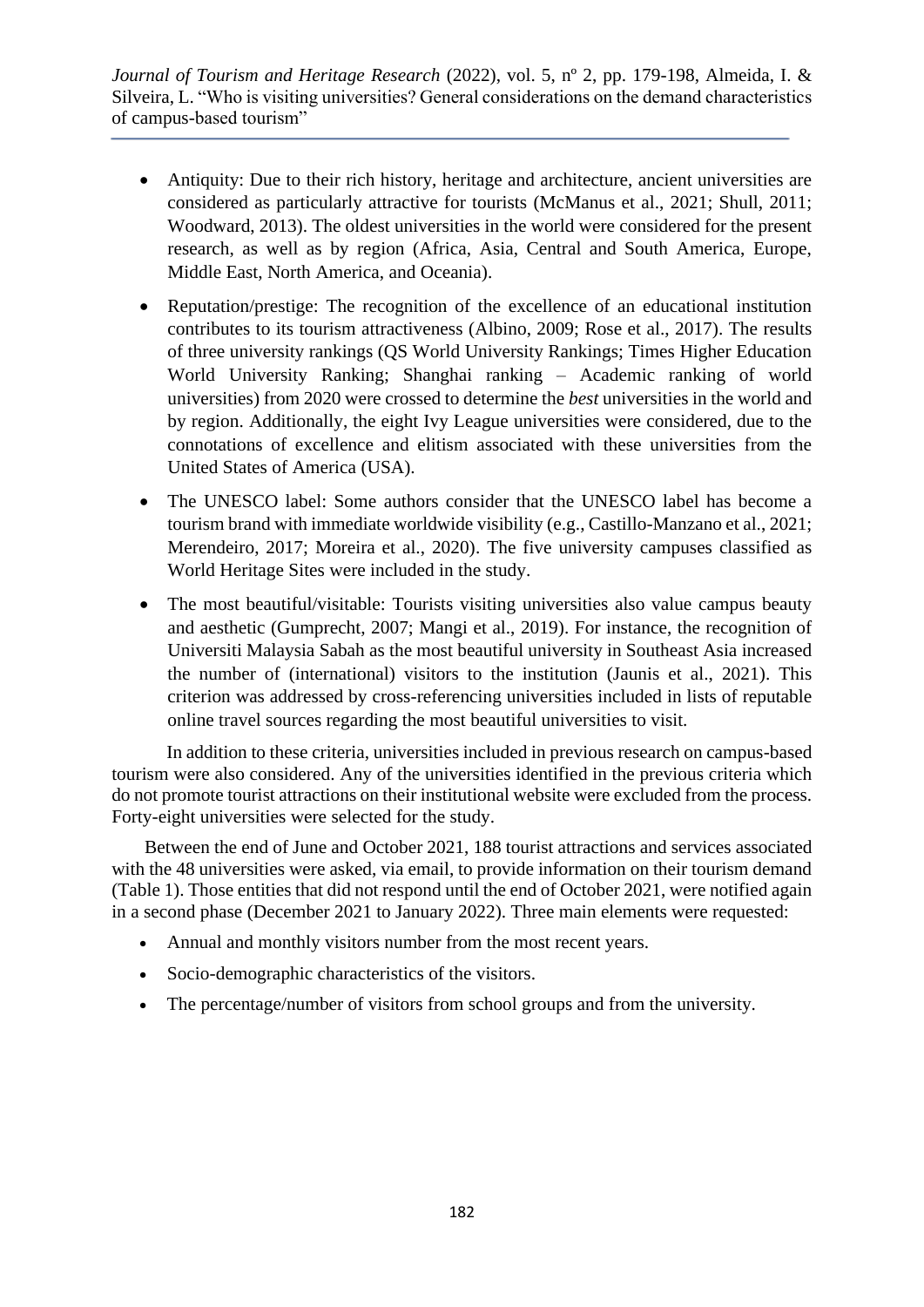- Antiquity: Due to their rich history, heritage and architecture, ancient universities are considered as particularly attractive for tourists (McManus et al., 2021; Shull, 2011; Woodward, 2013). The oldest universities in the world were considered for the present research, as well as by region (Africa, Asia, Central and South America, Europe, Middle East, North America, and Oceania).
- Reputation/prestige: The recognition of the excellence of an educational institution contributes to its tourism attractiveness (Albino, 2009; Rose et al., 2017). The results of three university rankings (QS World University Rankings; Times Higher Education World University Ranking; Shanghai ranking – Academic ranking of world universities) from 2020 were crossed to determine the *best* universities in the world and by region. Additionally, the eight Ivy League universities were considered, due to the connotations of excellence and elitism associated with these universities from the United States of America (USA).
- The UNESCO label: Some authors consider that the UNESCO label has become a tourism brand with immediate worldwide visibility (e.g., Castillo-Manzano et al., 2021; Merendeiro, 2017; Moreira et al., 2020). The five university campuses classified as World Heritage Sites were included in the study.
- The most beautiful/visitable: Tourists visiting universities also value campus beauty and aesthetic (Gumprecht, 2007; Mangi et al., 2019). For instance, the recognition of Universiti Malaysia Sabah as the most beautiful university in Southeast Asia increased the number of (international) visitors to the institution (Jaunis et al., 2021). This criterion was addressed by cross-referencing universities included in lists of reputable online travel sources regarding the most beautiful universities to visit.

In addition to these criteria, universities included in previous research on campus-based tourism were also considered. Any of the universities identified in the previous criteria which do not promote tourist attractions on their institutional website were excluded from the process. Forty-eight universities were selected for the study.

Between the end of June and October 2021, 188 tourist attractions and services associated with the 48 universities were asked, via email, to provide information on their tourism demand (Table 1). Those entities that did not respond until the end of October 2021, were notified again in a second phase (December 2021 to January 2022). Three main elements were requested:

- Annual and monthly visitors number from the most recent years.
- Socio-demographic characteristics of the visitors.
- The percentage/number of visitors from school groups and from the university.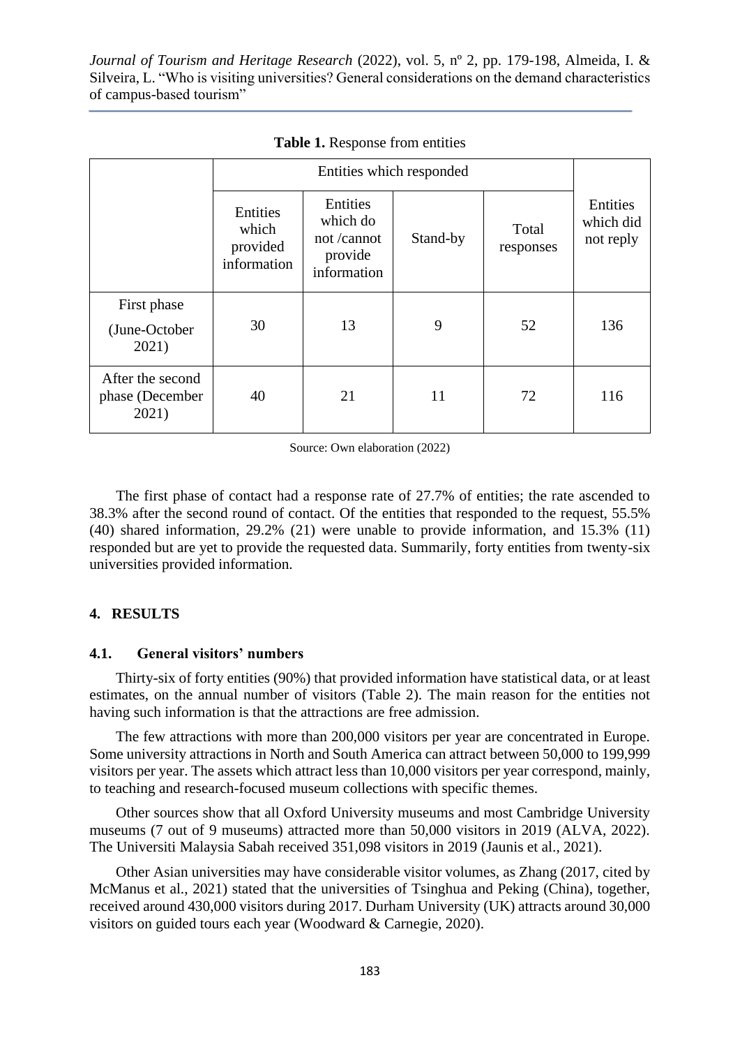**Table 1.** Response from entities

| | Entities which responded | | | | Entities which did not reply |
|---|---|---|---|---|---|
| | Entities which provided information | Entities which do not /cannot provide information | Stand-by | Total responses | |
| First phase (June-October 2021) | 30 | 13 | 9 | 52 | 136 |
| After the second phase (December 2021) | 40 | 21 | 11 | 72 | 116 |

Source: Own elaboration (2022)

The first phase of contact had a response rate of 27.7% of entities; the rate ascended to 38.3% after the second round of contact. Of the entities that responded to the request, 55.5% (40) shared information, 29.2% (21) were unable to provide information, and 15.3% (11) responded but are yet to provide the requested data. Summarily, forty entities from twenty-six universities provided information.

## 4. RESULTS

### 4.1. General visitors' numbers

Thirty-six of forty entities (90%) that provided information have statistical data, or at least estimates, on the annual number of visitors (Table 2). The main reason for the entities not having such information is that the attractions are free admission.

The few attractions with more than 200,000 visitors per year are concentrated in Europe. Some university attractions in North and South America can attract between 50,000 to 199,999 visitors per year. The assets which attract less than 10,000 visitors per year correspond, mainly, to teaching and research-focused museum collections with specific themes.

Other sources show that all Oxford University museums and most Cambridge University museums (7 out of 9 museums) attracted more than 50,000 visitors in 2019 (ALVA, 2022). The Universiti Malaysia Sabah received 351,098 visitors in 2019 (Jaunis et al., 2021).

Other Asian universities may have considerable visitor volumes, as Zhang (2017, cited by McManus et al., 2021) stated that the universities of Tsinghua and Peking (China), together, received around 430,000 visitors during 2017. Durham University (UK) attracts around 30,000 visitors on guided tours each year (Woodward & Carnegie, 2020).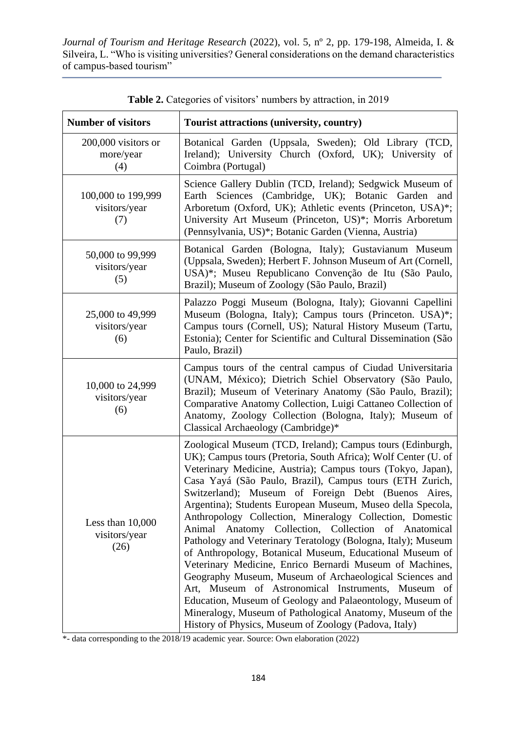**Table 2.** Categories of visitors' numbers by attraction, in 2019

| Number of visitors | Tourist attractions (university, country) |
|---|---|
| 200,000 visitors or more/year (4) | Botanical Garden (Uppsala, Sweden); Old Library (TCD, Ireland); University Church (Oxford, UK); University of Coimbra (Portugal) |
| 100,000 to 199,999 visitors/year (7) | Science Gallery Dublin (TCD, Ireland); Sedgwick Museum of Earth Sciences (Cambridge, UK); Botanic Garden and Arboretum (Oxford, UK); Athletic events (Princeton, USA)*; University Art Museum (Princeton, US)*; Morris Arboretum (Pennsylvania, US)*; Botanic Garden (Vienna, Austria) |
| 50,000 to 99,999 visitors/year (5) | Botanical Garden (Bologna, Italy); Gustavianum Museum (Uppsala, Sweden); Herbert F. Johnson Museum of Art (Cornell, USA)*; Museu Republicano Convenção de Itu (São Paulo, Brazil); Museum of Zoology (São Paulo, Brazil) |
| 25,000 to 49,999 visitors/year (6) | Palazzo Poggi Museum (Bologna, Italy); Giovanni Capellini Museum (Bologna, Italy); Campus tours (Princeton. USA)*; Campus tours (Cornell, US); Natural History Museum (Tartu, Estonia); Center for Scientific and Cultural Dissemination (São Paulo, Brazil) |
| 10,000 to 24,999 visitors/year (6) | Campus tours of the central campus of Ciudad Universitaria (UNAM, México); Dietrich Schiel Observatory (São Paulo, Brazil); Museum of Veterinary Anatomy (São Paulo, Brazil); Comparative Anatomy Collection, Luigi Cattaneo Collection of Anatomy, Zoology Collection (Bologna, Italy); Museum of Classical Archaeology (Cambridge)* |
| Less than 10,000 visitors/year (26) | Zoological Museum (TCD, Ireland); Campus tours (Edinburgh, UK); Campus tours (Pretoria, South Africa); Wolf Center (U. of Veterinary Medicine, Austria); Campus tours (Tokyo, Japan), Casa Yayá (São Paulo, Brazil), Campus tours (ETH Zurich, Switzerland); Museum of Foreign Debt (Buenos Aires, Argentina); Students European Museum, Museo della Specola, Anthropology Collection, Mineralogy Collection, Domestic Animal Anatomy Collection, Collection of Anatomical Pathology and Veterinary Teratology (Bologna, Italy); Museum of Anthropology, Botanical Museum, Educational Museum of Veterinary Medicine, Enrico Bernardi Museum of Machines, Geography Museum, Museum of Archaeological Sciences and Art, Museum of Astronomical Instruments, Museum of Education, Museum of Geology and Palaeontology, Museum of Mineralogy, Museum of Pathological Anatomy, Museum of the History of Physics, Museum of Zoology (Padova, Italy) |

*- data corresponding to the 2018/19 academic year. Source: Own elaboration (2022)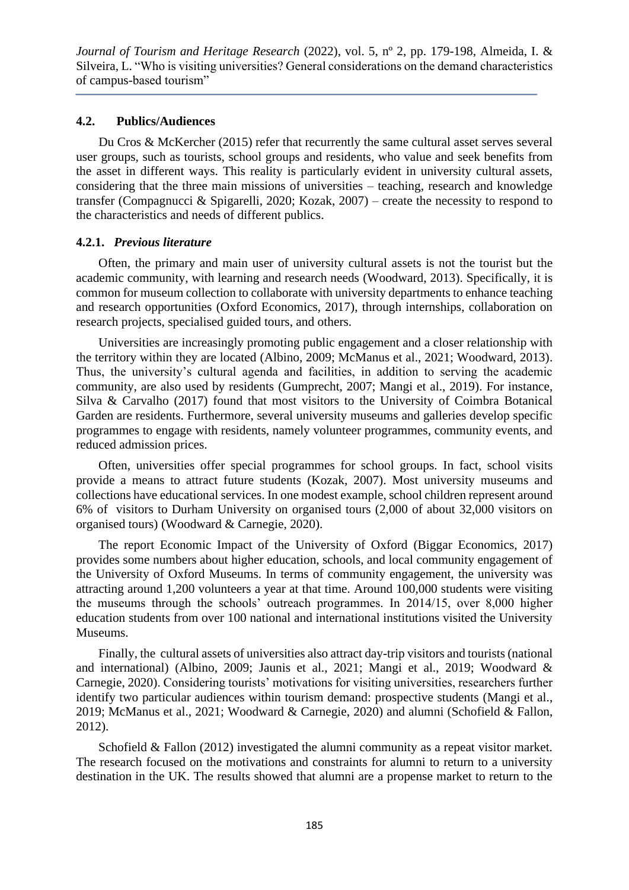### 4.2. Publics/Audiences

Du Cros & McKercher (2015) refer that recurrently the same cultural asset serves several user groups, such as tourists, school groups and residents, who value and seek benefits from the asset in different ways. This reality is particularly evident in university cultural assets, considering that the three main missions of universities – teaching, research and knowledge transfer (Compagnucci & Spigarelli, 2020; Kozak, 2007) – create the necessity to respond to the characteristics and needs of different publics.

#### 4.2.1. *Previous literature*

Often, the primary and main user of university cultural assets is not the tourist but the academic community, with learning and research needs (Woodward, 2013). Specifically, it is common for museum collection to collaborate with university departments to enhance teaching and research opportunities (Oxford Economics, 2017), through internships, collaboration on research projects, specialised guided tours, and others.

Universities are increasingly promoting public engagement and a closer relationship with the territory within they are located (Albino, 2009; McManus et al., 2021; Woodward, 2013). Thus, the university's cultural agenda and facilities, in addition to serving the academic community, are also used by residents (Gumprecht, 2007; Mangi et al., 2019). For instance, Silva & Carvalho (2017) found that most visitors to the University of Coimbra Botanical Garden are residents. Furthermore, several university museums and galleries develop specific programmes to engage with residents, namely volunteer programmes, community events, and reduced admission prices.

Often, universities offer special programmes for school groups. In fact, school visits provide a means to attract future students (Kozak, 2007). Most university museums and collections have educational services. In one modest example, school children represent around 6% of visitors to Durham University on organised tours (2,000 of about 32,000 visitors on organised tours) (Woodward & Carnegie, 2020).

The report Economic Impact of the University of Oxford (Biggar Economics, 2017) provides some numbers about higher education, schools, and local community engagement of the University of Oxford Museums. In terms of community engagement, the university was attracting around 1,200 volunteers a year at that time. Around 100,000 students were visiting the museums through the schools' outreach programmes. In 2014/15, over 8,000 higher education students from over 100 national and international institutions visited the University Museums.

Finally, the cultural assets of universities also attract day-trip visitors and tourists (national and international) (Albino, 2009; Jaunis et al., 2021; Mangi et al., 2019; Woodward & Carnegie, 2020). Considering tourists' motivations for visiting universities, researchers further identify two particular audiences within tourism demand: prospective students (Mangi et al., 2019; McManus et al., 2021; Woodward & Carnegie, 2020) and alumni (Schofield & Fallon, 2012).

Schofield & Fallon (2012) investigated the alumni community as a repeat visitor market. The research focused on the motivations and constraints for alumni to return to a university destination in the UK. The results showed that alumni are a propense market to return to the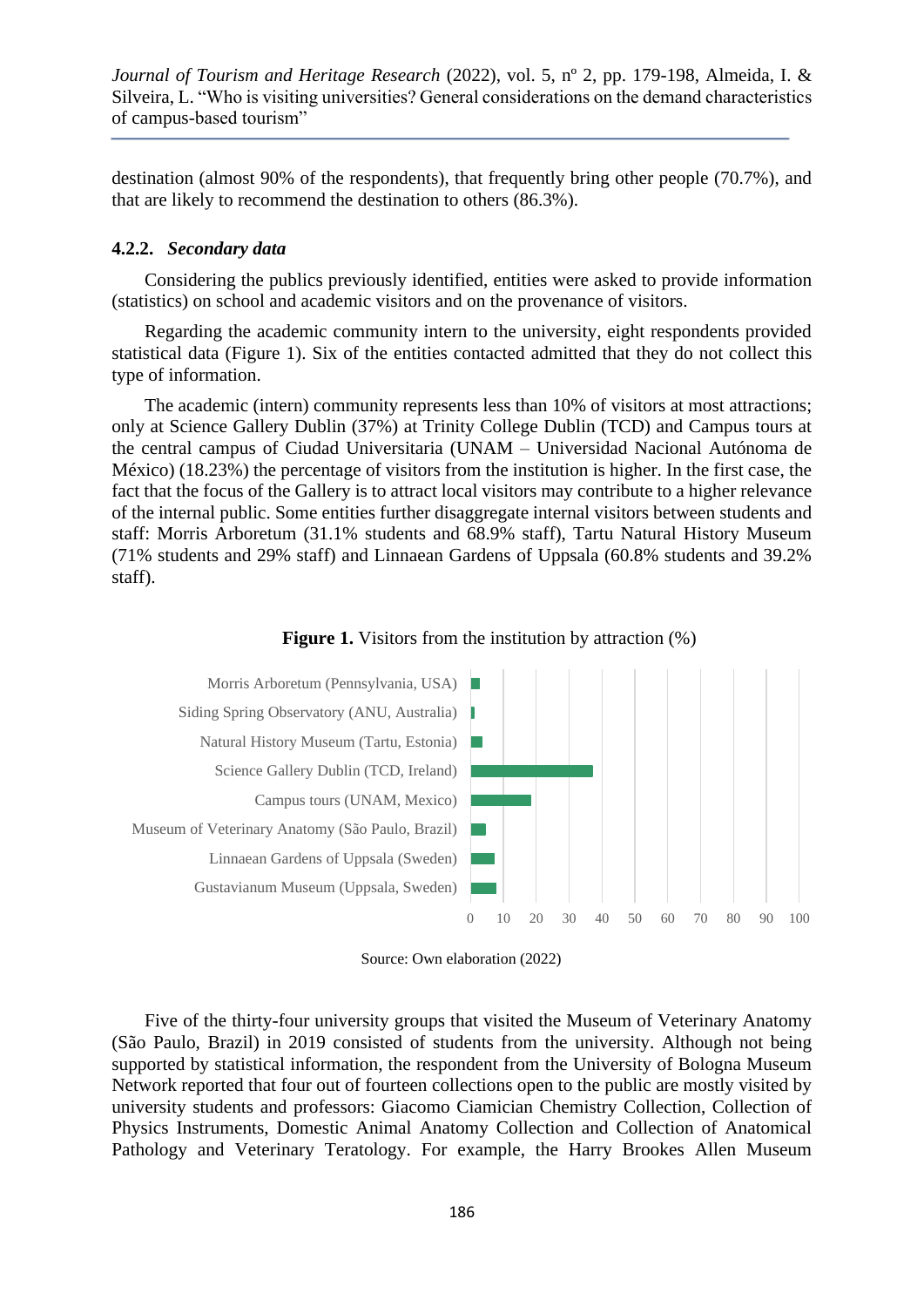destination (almost 90% of the respondents), that frequently bring other people (70.7%), and that are likely to recommend the destination to others (86.3%).

#### 4.2.2. *Secondary data*

Considering the publics previously identified, entities were asked to provide information (statistics) on school and academic visitors and on the provenance of visitors.

Regarding the academic community intern to the university, eight respondents provided statistical data (Figure 1). Six of the entities contacted admitted that they do not collect this type of information.

The academic (intern) community represents less than 10% of visitors at most attractions; only at Science Gallery Dublin (37%) at Trinity College Dublin (TCD) and Campus tours at the central campus of Ciudad Universitaria (UNAM – Universidad Nacional Autónoma de México) (18.23%) the percentage of visitors from the institution is higher. In the first case, the fact that the focus of the Gallery is to attract local visitors may contribute to a higher relevance of the internal public. Some entities further disaggregate internal visitors between students and staff: Morris Arboretum (31.1% students and 68.9% staff), Tartu Natural History Museum (71% students and 29% staff) and Linnaean Gardens of Uppsala (60.8% students and 39.2% staff).

**Figure 1.** Visitors from the institution by attraction (%)

Morris Arboretum (Pennsylvania, USA)
Siding Spring Observatory (ANU, Australia)
Natural History Museum (Tartu, Estonia)
Science Gallery Dublin (TCD, Ireland)
Campus tours (UNAM, Mexico)
Museum of Veterinary Anatomy (São Paulo, Brazil)
Linnaean Gardens of Uppsala (Sweden)
Gustavianum Museum (Uppsala, Sweden)

0 10 20 30 40 50 60 70 80 90 100

Source: Own elaboration (2022)

Five of the thirty-four university groups that visited the Museum of Veterinary Anatomy (São Paulo, Brazil) in 2019 consisted of students from the university. Although not being supported by statistical information, the respondent from the University of Bologna Museum Network reported that four out of fourteen collections open to the public are mostly visited by university students and professors: Giacomo Ciamician Chemistry Collection, Collection of Physics Instruments, Domestic Animal Anatomy Collection and Collection of Anatomical Pathology and Veterinary Teratology. For example, the Harry Brookes Allen Museum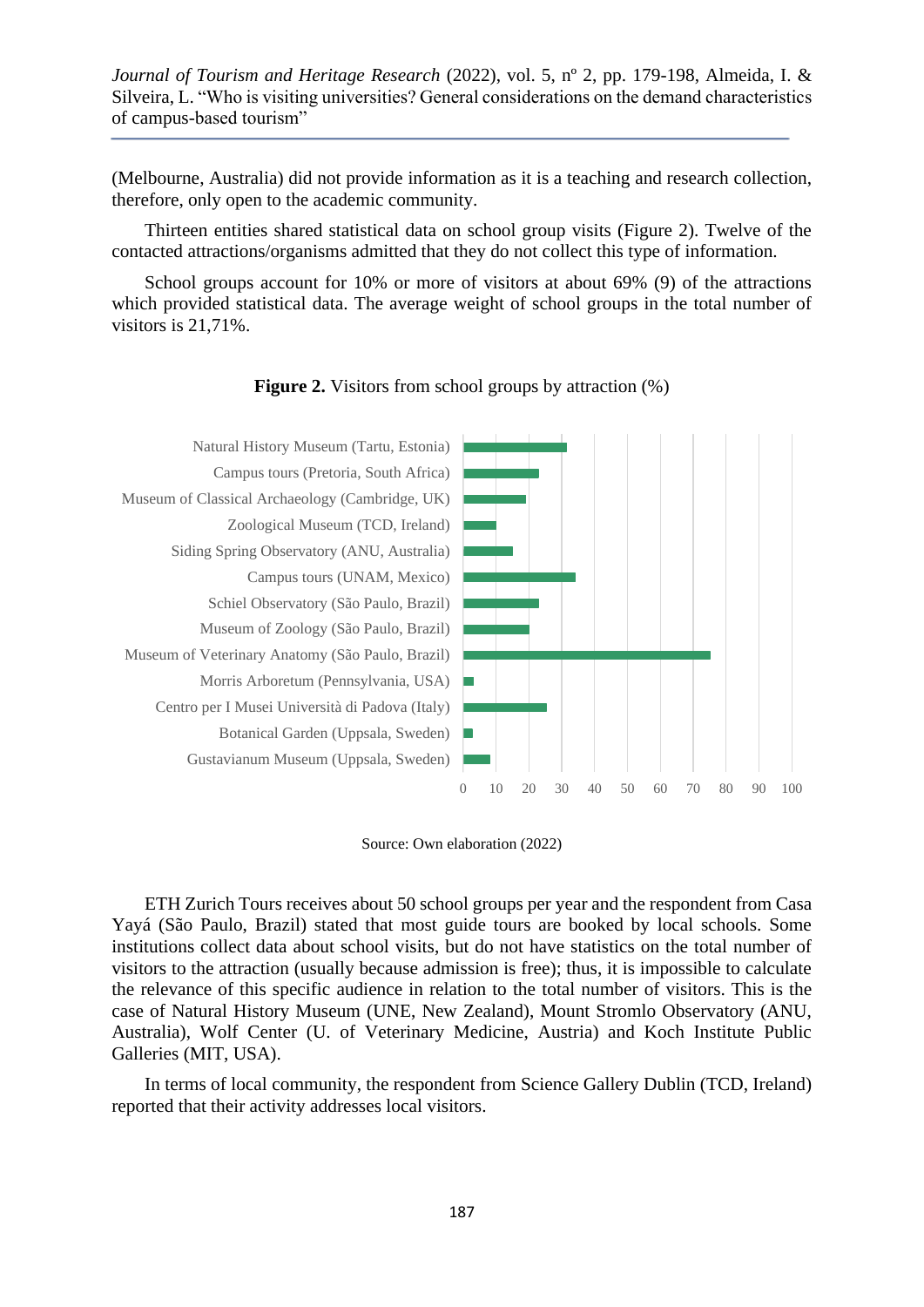(Melbourne, Australia) did not provide information as it is a teaching and research collection, therefore, only open to the academic community.

Thirteen entities shared statistical data on school group visits (Figure 2). Twelve of the contacted attractions/organisms admitted that they do not collect this type of information.

School groups account for 10% or more of visitors at about 69% (9) of the attractions which provided statistical data. The average weight of school groups in the total number of visitors is 21,71%.

**Figure 2.** Visitors from school groups by attraction (%)

Source: Own elaboration (2022)

ETH Zurich Tours receives about 50 school groups per year and the respondent from Casa Yayá (São Paulo, Brazil) stated that most guide tours are booked by local schools. Some institutions collect data about school visits, but do not have statistics on the total number of visitors to the attraction (usually because admission is free); thus, it is impossible to calculate the relevance of this specific audience in relation to the total number of visitors. This is the case of Natural History Museum (UNE, New Zealand), Mount Stromlo Observatory (ANU, Australia), Wolf Center (U. of Veterinary Medicine, Austria) and Koch Institute Public Galleries (MIT, USA).

In terms of local community, the respondent from Science Gallery Dublin (TCD, Ireland) reported that their activity addresses local visitors.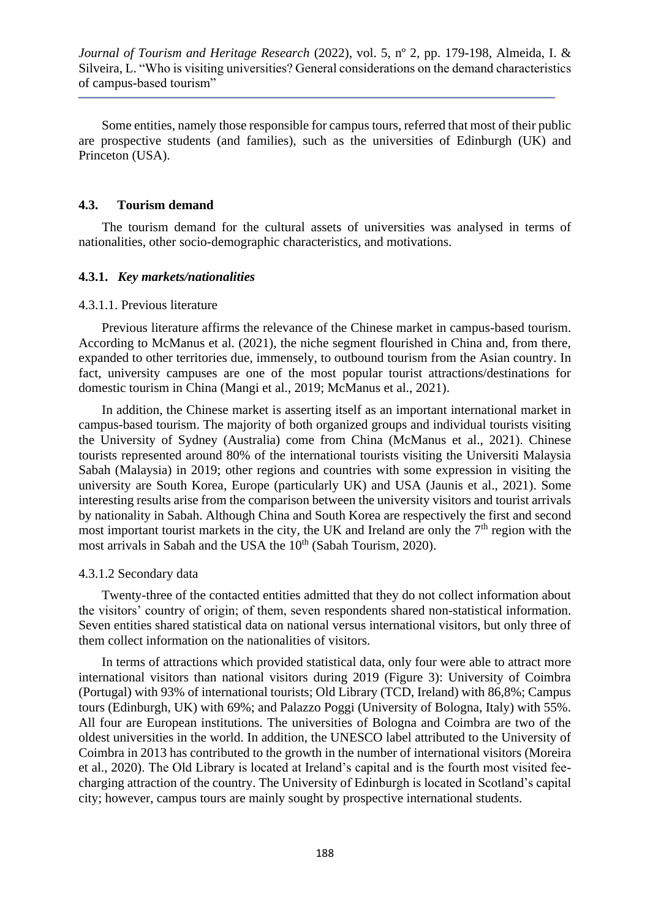Some entities, namely those responsible for campus tours, referred that most of their public are prospective students (and families), such as the universities of Edinburgh (UK) and Princeton (USA).

### 4.3. Tourism demand

The tourism demand for the cultural assets of universities was analysed in terms of nationalities, other socio-demographic characteristics, and motivations.

#### 4.3.1. *Key markets/nationalities*

4.3.1.1. Previous literature

Previous literature affirms the relevance of the Chinese market in campus-based tourism. According to McManus et al. (2021), the niche segment flourished in China and, from there, expanded to other territories due, immensely, to outbound tourism from the Asian country. In fact, university campuses are one of the most popular tourist attractions/destinations for domestic tourism in China (Mangi et al., 2019; McManus et al., 2021).

In addition, the Chinese market is asserting itself as an important international market in campus-based tourism. The majority of both organized groups and individual tourists visiting the University of Sydney (Australia) come from China (McManus et al., 2021). Chinese tourists represented around 80% of the international tourists visiting the Universiti Malaysia Sabah (Malaysia) in 2019; other regions and countries with some expression in visiting the university are South Korea, Europe (particularly UK) and USA (Jaunis et al., 2021). Some interesting results arise from the comparison between the university visitors and tourist arrivals by nationality in Sabah. Although China and South Korea are respectively the first and second most important tourist markets in the city, the UK and Ireland are only the 7th region with the most arrivals in Sabah and the USA the 10th (Sabah Tourism, 2020).

4.3.1.2 Secondary data

Twenty-three of the contacted entities admitted that they do not collect information about the visitors' country of origin; of them, seven respondents shared non-statistical information. Seven entities shared statistical data on national versus international visitors, but only three of them collect information on the nationalities of visitors.

In terms of attractions which provided statistical data, only four were able to attract more international visitors than national visitors during 2019 (Figure 3): University of Coimbra (Portugal) with 93% of international tourists; Old Library (TCD, Ireland) with 86,8%; Campus tours (Edinburgh, UK) with 69%; and Palazzo Poggi (University of Bologna, Italy) with 55%. All four are European institutions. The universities of Bologna and Coimbra are two of the oldest universities in the world. In addition, the UNESCO label attributed to the University of Coimbra in 2013 has contributed to the growth in the number of international visitors (Moreira et al., 2020). The Old Library is located at Ireland's capital and is the fourth most visited fee-charging attraction of the country. The University of Edinburgh is located in Scotland's capital city; however, campus tours are mainly sought by prospective international students.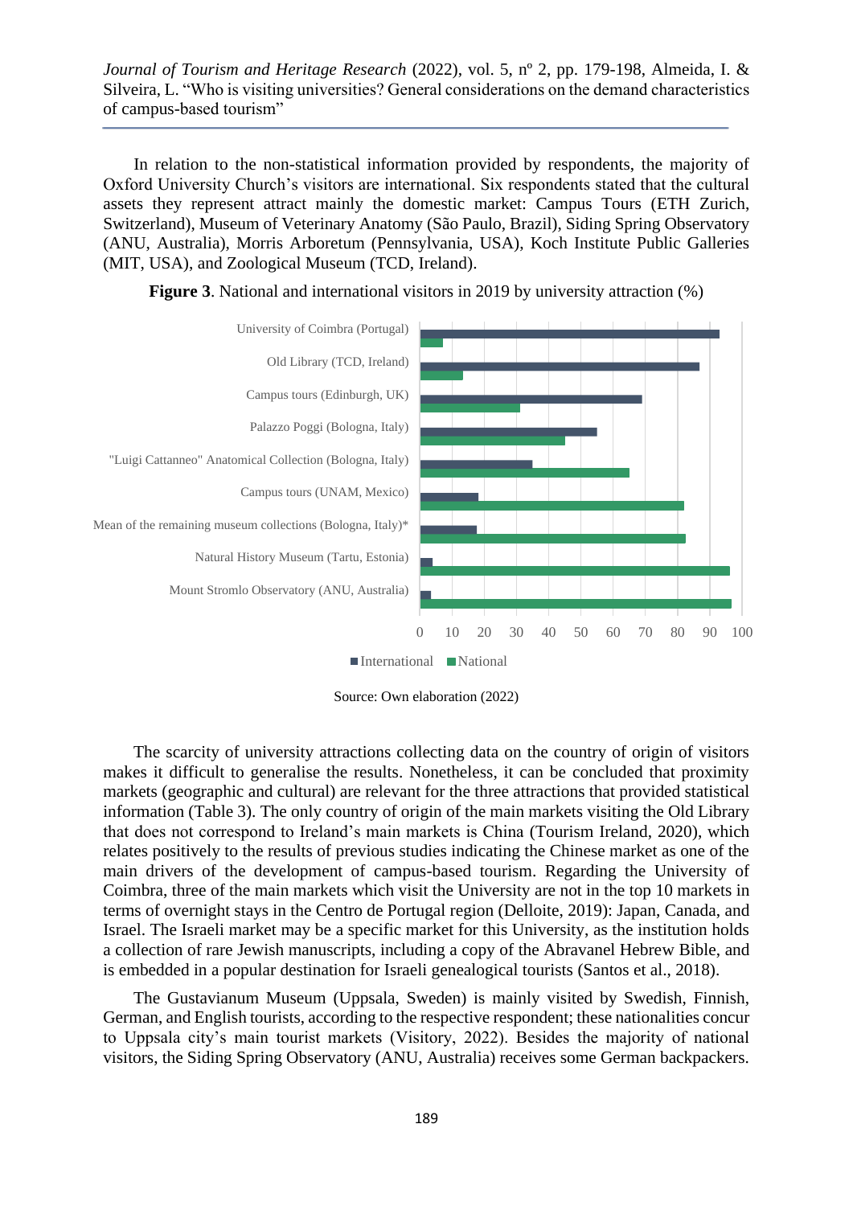In relation to the non-statistical information provided by respondents, the majority of Oxford University Church's visitors are international. Six respondents stated that the cultural assets they represent attract mainly the domestic market: Campus Tours (ETH Zurich, Switzerland), Museum of Veterinary Anatomy (São Paulo, Brazil), Siding Spring Observatory (ANU, Australia), Morris Arboretum (Pennsylvania, USA), Koch Institute Public Galleries (MIT, USA), and Zoological Museum (TCD, Ireland).

**Figure 3**. National and international visitors in 2019 by university attraction (%)

Source: Own elaboration (2022)

The scarcity of university attractions collecting data on the country of origin of visitors makes it difficult to generalise the results. Nonetheless, it can be concluded that proximity markets (geographic and cultural) are relevant for the three attractions that provided statistical information (Table 3). The only country of origin of the main markets visiting the Old Library that does not correspond to Ireland's main markets is China (Tourism Ireland, 2020), which relates positively to the results of previous studies indicating the Chinese market as one of the main drivers of the development of campus-based tourism. Regarding the University of Coimbra, three of the main markets which visit the University are not in the top 10 markets in terms of overnight stays in the Centro de Portugal region (Delloite, 2019): Japan, Canada, and Israel. The Israeli market may be a specific market for this University, as the institution holds a collection of rare Jewish manuscripts, including a copy of the Abravanel Hebrew Bible, and is embedded in a popular destination for Israeli genealogical tourists (Santos et al., 2018).

The Gustavianum Museum (Uppsala, Sweden) is mainly visited by Swedish, Finnish, German, and English tourists, according to the respective respondent; these nationalities concur to Uppsala city's main tourist markets (Visitory, 2022). Besides the majority of national visitors, the Siding Spring Observatory (ANU, Australia) receives some German backpackers.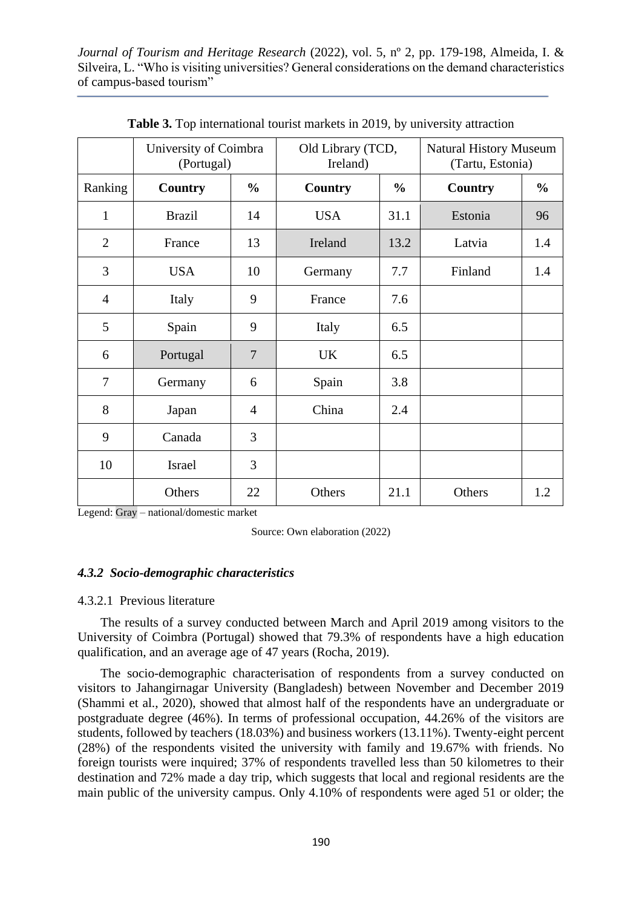**Table 3.** Top international tourist markets in 2019, by university attraction

| | University of Coimbra (Portugal) | | Old Library (TCD, Ireland) | | Natural History Museum (Tartu, Estonia) | |
|---|---|---|---|---|---|---|
| Ranking | **Country** | **%** | **Country** | **%** | **Country** | **%** |
| 1 | Brazil | 14 | USA | 31.1 | Estonia | 96 |
| 2 | France | 13 | Ireland | 13.2 | Latvia | 1.4 |
| 3 | USA | 10 | Germany | 7.7 | Finland | 1.4 |
| 4 | Italy | 9 | France | 7.6 | | |
| 5 | Spain | 9 | Italy | 6.5 | | |
| 6 | Portugal | 7 | UK | 6.5 | | |
| 7 | Germany | 6 | Spain | 3.8 | | |
| 8 | Japan | 4 | China | 2.4 | | |
| 9 | Canada | 3 | | | | |
| 10 | Israel | 3 | | | | |
| | Others | 22 | Others | 21.1 | Others | 1.2 |

Legend: Gray – national/domestic market

Source: Own elaboration (2022)

#### *4.3.2 Socio-demographic characteristics*

##### 4.3.2.1 Previous literature

The results of a survey conducted between March and April 2019 among visitors to the University of Coimbra (Portugal) showed that 79.3% of respondents have a high education qualification, and an average age of 47 years (Rocha, 2019).

The socio-demographic characterisation of respondents from a survey conducted on visitors to Jahangirnagar University (Bangladesh) between November and December 2019 (Shammi et al., 2020), showed that almost half of the respondents have an undergraduate or postgraduate degree (46%). In terms of professional occupation, 44.26% of the visitors are students, followed by teachers (18.03%) and business workers (13.11%). Twenty-eight percent (28%) of the respondents visited the university with family and 19.67% with friends. No foreign tourists were inquired; 37% of respondents travelled less than 50 kilometres to their destination and 72% made a day trip, which suggests that local and regional residents are the main public of the university campus. Only 4.10% of respondents were aged 51 or older; the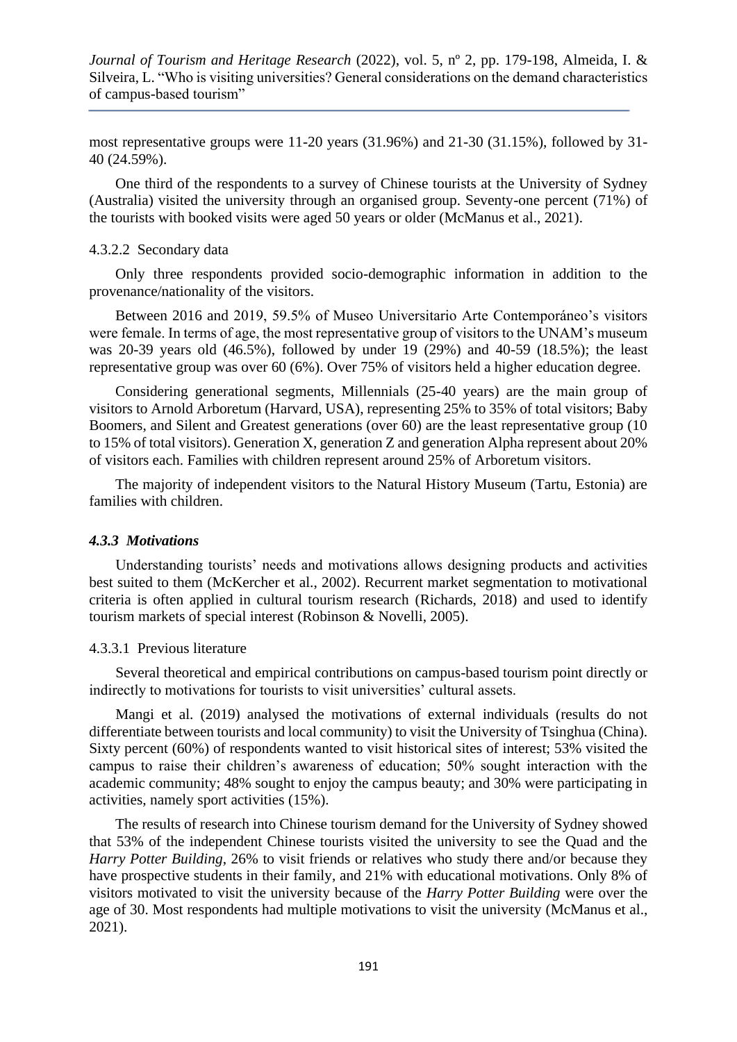most representative groups were 11-20 years (31.96%) and 21-30 (31.15%), followed by 31-40 (24.59%).

One third of the respondents to a survey of Chinese tourists at the University of Sydney (Australia) visited the university through an organised group. Seventy-one percent (71%) of the tourists with booked visits were aged 50 years or older (McManus et al., 2021).

#### 4.3.2.2 Secondary data

Only three respondents provided socio-demographic information in addition to the provenance/nationality of the visitors.

Between 2016 and 2019, 59.5% of Museo Universitario Arte Contemporáneo's visitors were female. In terms of age, the most representative group of visitors to the UNAM's museum was 20-39 years old (46.5%), followed by under 19 (29%) and 40-59 (18.5%); the least representative group was over 60 (6%). Over 75% of visitors held a higher education degree.

Considering generational segments, Millennials (25-40 years) are the main group of visitors to Arnold Arboretum (Harvard, USA), representing 25% to 35% of total visitors; Baby Boomers, and Silent and Greatest generations (over 60) are the least representative group (10 to 15% of total visitors). Generation X, generation Z and generation Alpha represent about 20% of visitors each. Families with children represent around 25% of Arboretum visitors.

The majority of independent visitors to the Natural History Museum (Tartu, Estonia) are families with children.

### *4.3.3 Motivations*

Understanding tourists' needs and motivations allows designing products and activities best suited to them (McKercher et al., 2002). Recurrent market segmentation to motivational criteria is often applied in cultural tourism research (Richards, 2018) and used to identify tourism markets of special interest (Robinson & Novelli, 2005).

#### 4.3.3.1 Previous literature

Several theoretical and empirical contributions on campus-based tourism point directly or indirectly to motivations for tourists to visit universities' cultural assets.

Mangi et al. (2019) analysed the motivations of external individuals (results do not differentiate between tourists and local community) to visit the University of Tsinghua (China). Sixty percent (60%) of respondents wanted to visit historical sites of interest; 53% visited the campus to raise their children's awareness of education; 50% sought interaction with the academic community; 48% sought to enjoy the campus beauty; and 30% were participating in activities, namely sport activities (15%).

The results of research into Chinese tourism demand for the University of Sydney showed that 53% of the independent Chinese tourists visited the university to see the Quad and the *Harry Potter Building*, 26% to visit friends or relatives who study there and/or because they have prospective students in their family, and 21% with educational motivations. Only 8% of visitors motivated to visit the university because of the *Harry Potter Building* were over the age of 30. Most respondents had multiple motivations to visit the university (McManus et al., 2021).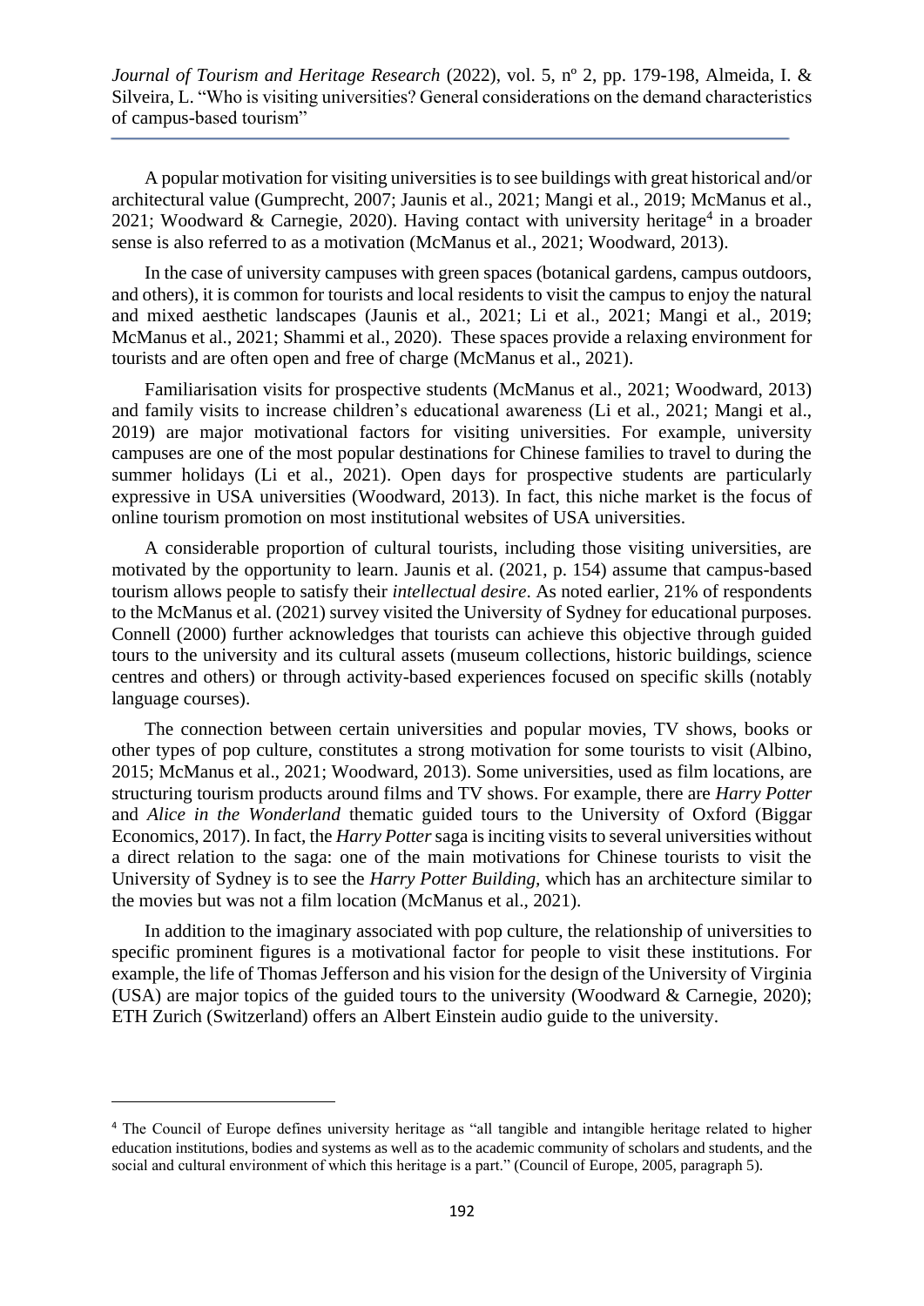A popular motivation for visiting universities is to see buildings with great historical and/or architectural value (Gumprecht, 2007; Jaunis et al., 2021; Mangi et al., 2019; McManus et al., 2021; Woodward & Carnegie, 2020). Having contact with university heritage[4] in a broader sense is also referred to as a motivation (McManus et al., 2021; Woodward, 2013).

In the case of university campuses with green spaces (botanical gardens, campus outdoors, and others), it is common for tourists and local residents to visit the campus to enjoy the natural and mixed aesthetic landscapes (Jaunis et al., 2021; Li et al., 2021; Mangi et al., 2019; McManus et al., 2021; Shammi et al., 2020). These spaces provide a relaxing environment for tourists and are often open and free of charge (McManus et al., 2021).

Familiarisation visits for prospective students (McManus et al., 2021; Woodward, 2013) and family visits to increase children's educational awareness (Li et al., 2021; Mangi et al., 2019) are major motivational factors for visiting universities. For example, university campuses are one of the most popular destinations for Chinese families to travel to during the summer holidays (Li et al., 2021). Open days for prospective students are particularly expressive in USA universities (Woodward, 2013). In fact, this niche market is the focus of online tourism promotion on most institutional websites of USA universities.

A considerable proportion of cultural tourists, including those visiting universities, are motivated by the opportunity to learn. Jaunis et al. (2021, p. 154) assume that campus-based tourism allows people to satisfy their *intellectual desire*. As noted earlier, 21% of respondents to the McManus et al. (2021) survey visited the University of Sydney for educational purposes. Connell (2000) further acknowledges that tourists can achieve this objective through guided tours to the university and its cultural assets (museum collections, historic buildings, science centres and others) or through activity-based experiences focused on specific skills (notably language courses).

The connection between certain universities and popular movies, TV shows, books or other types of pop culture, constitutes a strong motivation for some tourists to visit (Albino, 2015; McManus et al., 2021; Woodward, 2013). Some universities, used as film locations, are structuring tourism products around films and TV shows. For example, there are *Harry Potter* and *Alice in the Wonderland* thematic guided tours to the University of Oxford (Biggar Economics, 2017). In fact, the *Harry Potter* saga is inciting visits to several universities without a direct relation to the saga: one of the main motivations for Chinese tourists to visit the University of Sydney is to see the *Harry Potter Building*, which has an architecture similar to the movies but was not a film location (McManus et al., 2021).

In addition to the imaginary associated with pop culture, the relationship of universities to specific prominent figures is a motivational factor for people to visit these institutions. For example, the life of Thomas Jefferson and his vision for the design of the University of Virginia (USA) are major topics of the guided tours to the university (Woodward & Carnegie, 2020); ETH Zurich (Switzerland) offers an Albert Einstein audio guide to the university.

---

[4] The Council of Europe defines university heritage as "all tangible and intangible heritage related to higher education institutions, bodies and systems as well as to the academic community of scholars and students, and the social and cultural environment of which this heritage is a part." (Council of Europe, 2005, paragraph 5).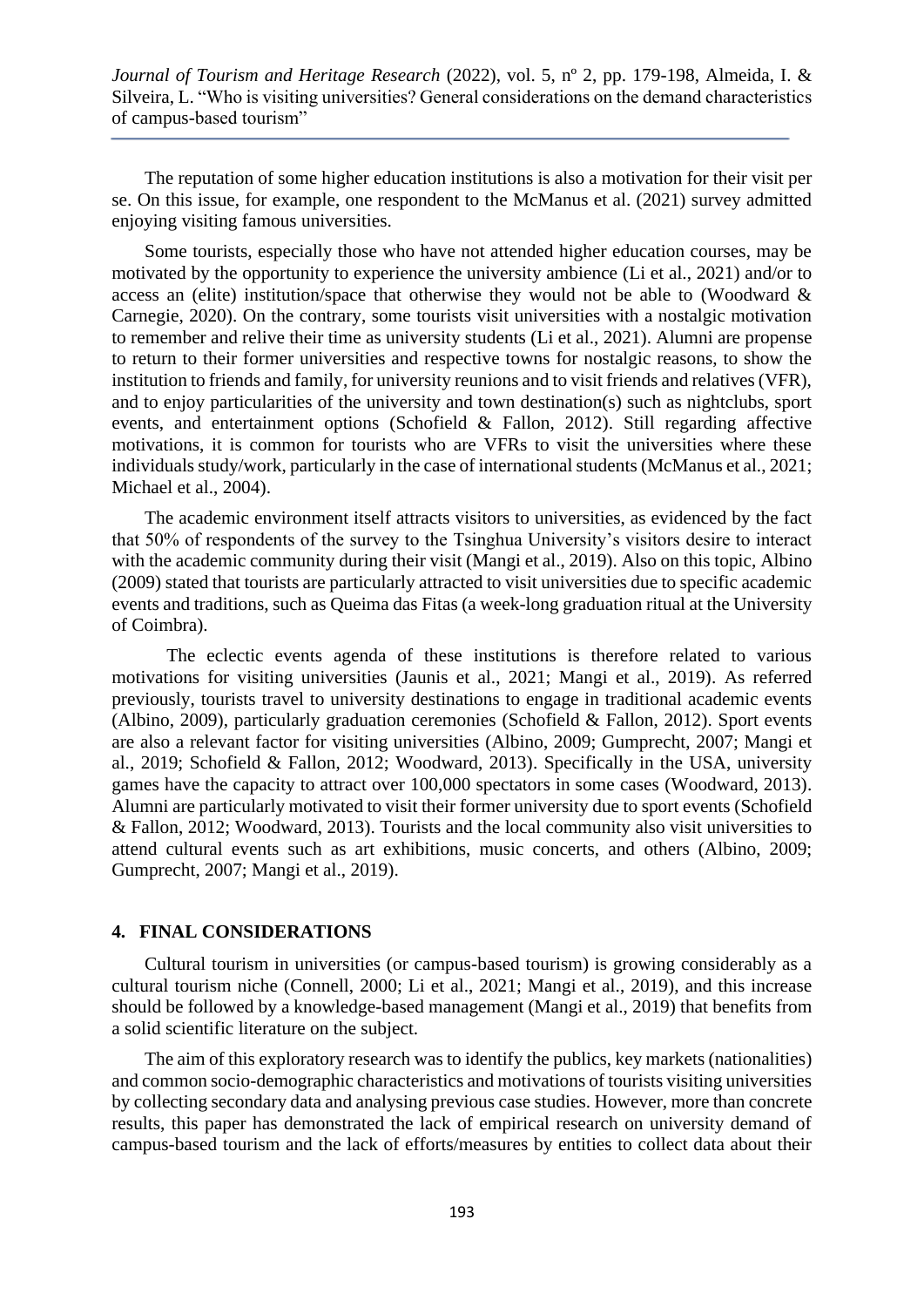The reputation of some higher education institutions is also a motivation for their visit per se. On this issue, for example, one respondent to the McManus et al. (2021) survey admitted enjoying visiting famous universities.

Some tourists, especially those who have not attended higher education courses, may be motivated by the opportunity to experience the university ambience (Li et al., 2021) and/or to access an (elite) institution/space that otherwise they would not be able to (Woodward & Carnegie, 2020). On the contrary, some tourists visit universities with a nostalgic motivation to remember and relive their time as university students (Li et al., 2021). Alumni are propense to return to their former universities and respective towns for nostalgic reasons, to show the institution to friends and family, for university reunions and to visit friends and relatives (VFR), and to enjoy particularities of the university and town destination(s) such as nightclubs, sport events, and entertainment options (Schofield & Fallon, 2012). Still regarding affective motivations, it is common for tourists who are VFRs to visit the universities where these individuals study/work, particularly in the case of international students (McManus et al., 2021; Michael et al., 2004).

The academic environment itself attracts visitors to universities, as evidenced by the fact that 50% of respondents of the survey to the Tsinghua University's visitors desire to interact with the academic community during their visit (Mangi et al., 2019). Also on this topic, Albino (2009) stated that tourists are particularly attracted to visit universities due to specific academic events and traditions, such as Queima das Fitas (a week-long graduation ritual at the University of Coimbra).

The eclectic events agenda of these institutions is therefore related to various motivations for visiting universities (Jaunis et al., 2021; Mangi et al., 2019). As referred previously, tourists travel to university destinations to engage in traditional academic events (Albino, 2009), particularly graduation ceremonies (Schofield & Fallon, 2012). Sport events are also a relevant factor for visiting universities (Albino, 2009; Gumprecht, 2007; Mangi et al., 2019; Schofield & Fallon, 2012; Woodward, 2013). Specifically in the USA, university games have the capacity to attract over 100,000 spectators in some cases (Woodward, 2013). Alumni are particularly motivated to visit their former university due to sport events (Schofield & Fallon, 2012; Woodward, 2013). Tourists and the local community also visit universities to attend cultural events such as art exhibitions, music concerts, and others (Albino, 2009; Gumprecht, 2007; Mangi et al., 2019).

## 4. FINAL CONSIDERATIONS

Cultural tourism in universities (or campus-based tourism) is growing considerably as a cultural tourism niche (Connell, 2000; Li et al., 2021; Mangi et al., 2019), and this increase should be followed by a knowledge-based management (Mangi et al., 2019) that benefits from a solid scientific literature on the subject.

The aim of this exploratory research was to identify the publics, key markets (nationalities) and common socio-demographic characteristics and motivations of tourists visiting universities by collecting secondary data and analysing previous case studies. However, more than concrete results, this paper has demonstrated the lack of empirical research on university demand of campus-based tourism and the lack of efforts/measures by entities to collect data about their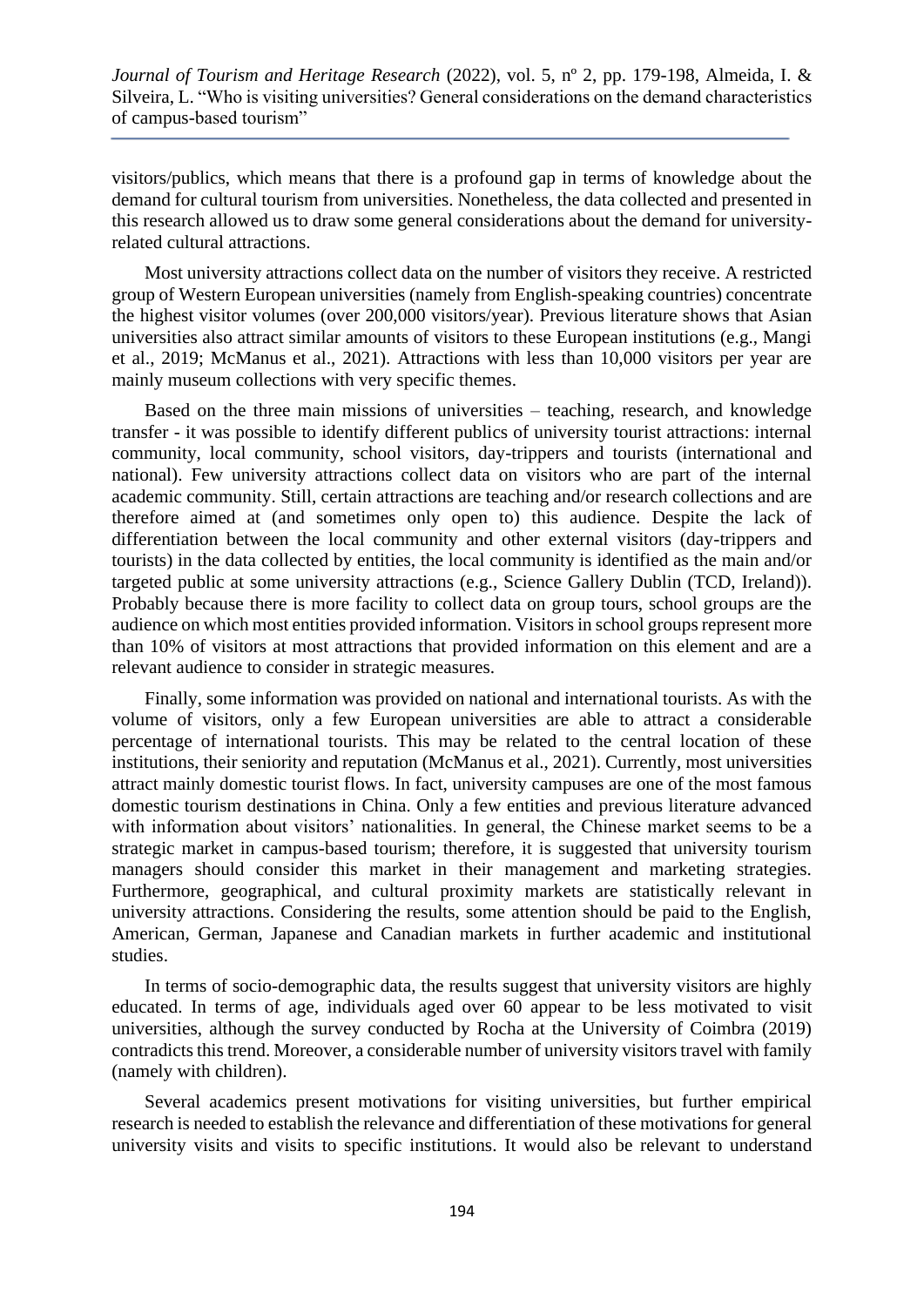visitors/publics, which means that there is a profound gap in terms of knowledge about the demand for cultural tourism from universities. Nonetheless, the data collected and presented in this research allowed us to draw some general considerations about the demand for university-related cultural attractions.

Most university attractions collect data on the number of visitors they receive. A restricted group of Western European universities (namely from English-speaking countries) concentrate the highest visitor volumes (over 200,000 visitors/year). Previous literature shows that Asian universities also attract similar amounts of visitors to these European institutions (e.g., Mangi et al., 2019; McManus et al., 2021). Attractions with less than 10,000 visitors per year are mainly museum collections with very specific themes.

Based on the three main missions of universities – teaching, research, and knowledge transfer - it was possible to identify different publics of university tourist attractions: internal community, local community, school visitors, day-trippers and tourists (international and national). Few university attractions collect data on visitors who are part of the internal academic community. Still, certain attractions are teaching and/or research collections and are therefore aimed at (and sometimes only open to) this audience. Despite the lack of differentiation between the local community and other external visitors (day-trippers and tourists) in the data collected by entities, the local community is identified as the main and/or targeted public at some university attractions (e.g., Science Gallery Dublin (TCD, Ireland)). Probably because there is more facility to collect data on group tours, school groups are the audience on which most entities provided information. Visitors in school groups represent more than 10% of visitors at most attractions that provided information on this element and are a relevant audience to consider in strategic measures.

Finally, some information was provided on national and international tourists. As with the volume of visitors, only a few European universities are able to attract a considerable percentage of international tourists. This may be related to the central location of these institutions, their seniority and reputation (McManus et al., 2021). Currently, most universities attract mainly domestic tourist flows. In fact, university campuses are one of the most famous domestic tourism destinations in China. Only a few entities and previous literature advanced with information about visitors' nationalities. In general, the Chinese market seems to be a strategic market in campus-based tourism; therefore, it is suggested that university tourism managers should consider this market in their management and marketing strategies. Furthermore, geographical, and cultural proximity markets are statistically relevant in university attractions. Considering the results, some attention should be paid to the English, American, German, Japanese and Canadian markets in further academic and institutional studies.

In terms of socio-demographic data, the results suggest that university visitors are highly educated. In terms of age, individuals aged over 60 appear to be less motivated to visit universities, although the survey conducted by Rocha at the University of Coimbra (2019) contradicts this trend. Moreover, a considerable number of university visitors travel with family (namely with children).

Several academics present motivations for visiting universities, but further empirical research is needed to establish the relevance and differentiation of these motivations for general university visits and visits to specific institutions. It would also be relevant to understand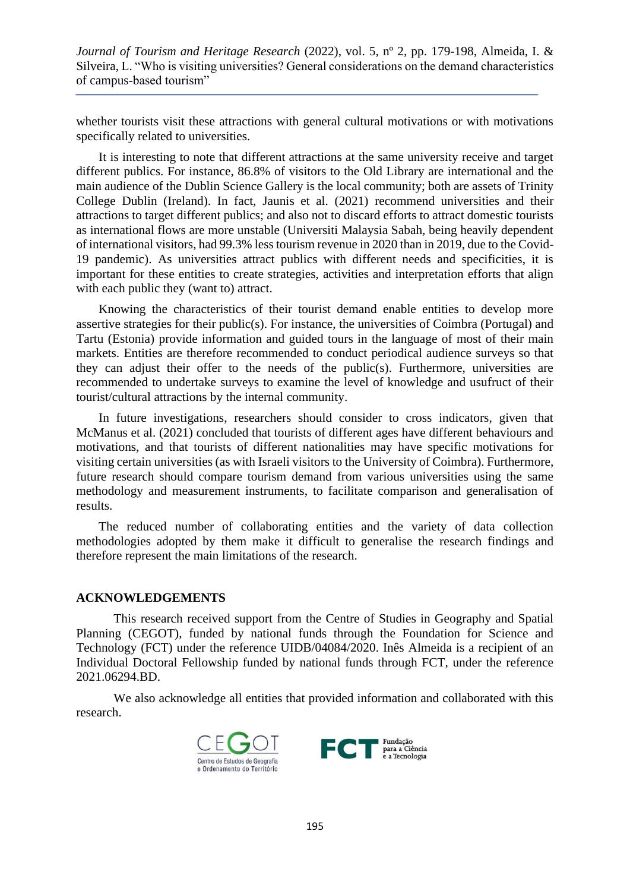whether tourists visit these attractions with general cultural motivations or with motivations specifically related to universities.

It is interesting to note that different attractions at the same university receive and target different publics. For instance, 86.8% of visitors to the Old Library are international and the main audience of the Dublin Science Gallery is the local community; both are assets of Trinity College Dublin (Ireland). In fact, Jaunis et al. (2021) recommend universities and their attractions to target different publics; and also not to discard efforts to attract domestic tourists as international flows are more unstable (Universiti Malaysia Sabah, being heavily dependent of international visitors, had 99.3% less tourism revenue in 2020 than in 2019, due to the Covid-19 pandemic). As universities attract publics with different needs and specificities, it is important for these entities to create strategies, activities and interpretation efforts that align with each public they (want to) attract.

Knowing the characteristics of their tourist demand enable entities to develop more assertive strategies for their public(s). For instance, the universities of Coimbra (Portugal) and Tartu (Estonia) provide information and guided tours in the language of most of their main markets. Entities are therefore recommended to conduct periodical audience surveys so that they can adjust their offer to the needs of the public(s). Furthermore, universities are recommended to undertake surveys to examine the level of knowledge and usufruct of their tourist/cultural attractions by the internal community.

In future investigations, researchers should consider to cross indicators, given that McManus et al. (2021) concluded that tourists of different ages have different behaviours and motivations, and that tourists of different nationalities may have specific motivations for visiting certain universities (as with Israeli visitors to the University of Coimbra). Furthermore, future research should compare tourism demand from various universities using the same methodology and measurement instruments, to facilitate comparison and generalisation of results.

The reduced number of collaborating entities and the variety of data collection methodologies adopted by them make it difficult to generalise the research findings and therefore represent the main limitations of the research.

## ACKNOWLEDGEMENTS

This research received support from the Centre of Studies in Geography and Spatial Planning (CEGOT), funded by national funds through the Foundation for Science and Technology (FCT) under the reference UIDB/04084/2020. Inês Almeida is a recipient of an Individual Doctoral Fellowship funded by national funds through FCT, under the reference 2021.06294.BD.

We also acknowledge all entities that provided information and collaborated with this research.

CEGOT Centro de Estudos de Geografia e Ordenamento do Território

FCT Fundação para a Ciência e a Tecnologia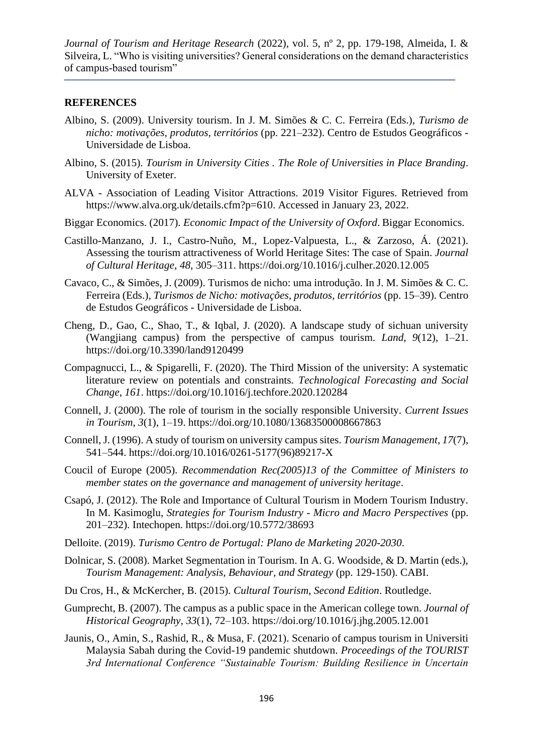## REFERENCES

Albino, S. (2009). University tourism. In J. M. Simões & C. C. Ferreira (Eds.), *Turismo de nicho: motivações, produtos, territórios* (pp. 221–232). Centro de Estudos Geográficos - Universidade de Lisboa.

Albino, S. (2015). *Tourism in University Cities . The Role of Universities in Place Branding*. University of Exeter.

ALVA - Association of Leading Visitor Attractions. 2019 Visitor Figures. Retrieved from https://www.alva.org.uk/details.cfm?p=610. Accessed in January 23, 2022.

Biggar Economics. (2017). *Economic Impact of the University of Oxford*. Biggar Economics.

Castillo-Manzano, J. I., Castro-Nuño, M., Lopez-Valpuesta, L., & Zarzoso, Á. (2021). Assessing the tourism attractiveness of World Heritage Sites: The case of Spain. *Journal of Cultural Heritage*, *48*, 305–311. https://doi.org/10.1016/j.culher.2020.12.005

Cavaco, C., & Simões, J. (2009). Turismos de nicho: uma introdução. In J. M. Simões & C. C. Ferreira (Eds.), *Turismos de Nicho: motivações, produtos, territórios* (pp. 15–39). Centro de Estudos Geográficos - Universidade de Lisboa.

Cheng, D., Gao, C., Shao, T., & Iqbal, J. (2020). A landscape study of sichuan university (Wangjiang campus) from the perspective of campus tourism. *Land*, *9*(12), 1–21. https://doi.org/10.3390/land9120499

Compagnucci, L., & Spigarelli, F. (2020). The Third Mission of the university: A systematic literature review on potentials and constraints. *Technological Forecasting and Social Change*, *161*. https://doi.org/10.1016/j.techfore.2020.120284

Connell, J. (2000). The role of tourism in the socially responsible University. *Current Issues in Tourism*, *3*(1), 1–19. https://doi.org/10.1080/13683500008667863

Connell, J. (1996). A study of tourism on university campus sites. *Tourism Management*, *17*(7), 541–544. https://doi.org/10.1016/0261-5177(96)89217-X

Coucil of Europe (2005). *Recommendation Rec(2005)13 of the Committee of Ministers to member states on the governance and management of university heritage*.

Csapó, J. (2012). The Role and Importance of Cultural Tourism in Modern Tourism Industry. In M. Kasimoglu, *Strategies for Tourism Industry - Micro and Macro Perspectives* (pp. 201–232). Intechopen. https://doi.org/10.5772/38693

Delloite. (2019). *Turismo Centro de Portugal: Plano de Marketing 2020-2030*.

Dolnicar, S. (2008). Market Segmentation in Tourism. In A. G. Woodside, & D. Martin (eds.), *Tourism Management: Analysis, Behaviour, and Strategy* (pp. 129-150). CABI.

Du Cros, H., & McKercher, B. (2015). *Cultural Tourism, Second Edition*. Routledge.

Gumprecht, B. (2007). The campus as a public space in the American college town. *Journal of Historical Geography*, *33*(1), 72–103. https://doi.org/10.1016/j.jhg.2005.12.001

Jaunis, O., Amin, S., Rashid, R., & Musa, F. (2021). Scenario of campus tourism in Universiti Malaysia Sabah during the Covid-19 pandemic shutdown. *Proceedings of the TOURIST 3rd International Conference "Sustainable Tourism: Building Resilience in Uncertain*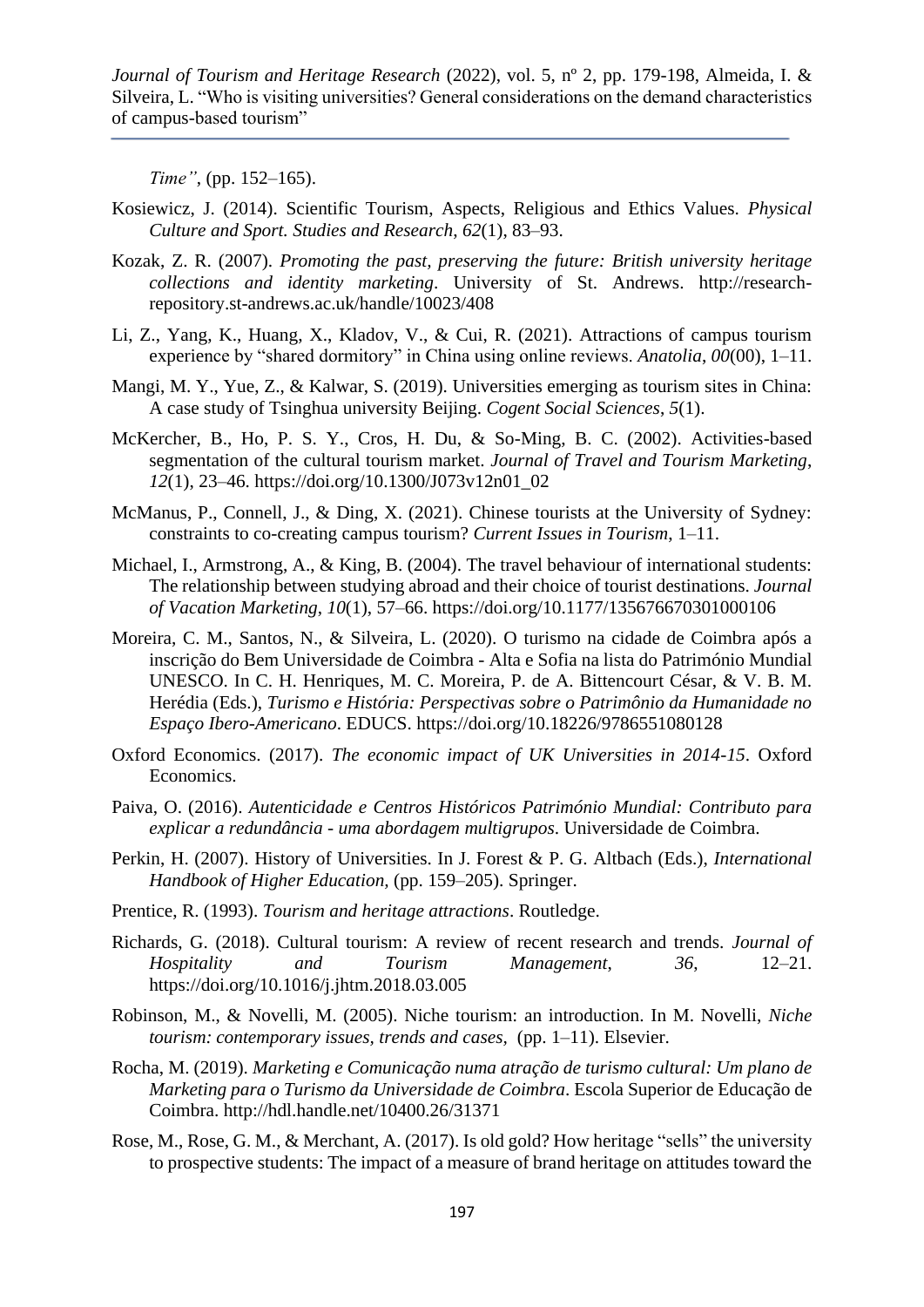*Time"*, (pp. 152–165).

Kosiewicz, J. (2014). Scientific Tourism, Aspects, Religious and Ethics Values. *Physical Culture and Sport. Studies and Research*, *62*(1), 83–93.

Kozak, Z. R. (2007). *Promoting the past, preserving the future: British university heritage collections and identity marketing*. University of St. Andrews. http://research-repository.st-andrews.ac.uk/handle/10023/408

Li, Z., Yang, K., Huang, X., Kladov, V., & Cui, R. (2021). Attractions of campus tourism experience by "shared dormitory" in China using online reviews. *Anatolia*, *00*(00), 1–11.

Mangi, M. Y., Yue, Z., & Kalwar, S. (2019). Universities emerging as tourism sites in China: A case study of Tsinghua university Beijing. *Cogent Social Sciences*, *5*(1).

McKercher, B., Ho, P. S. Y., Cros, H. Du, & So-Ming, B. C. (2002). Activities-based segmentation of the cultural tourism market. *Journal of Travel and Tourism Marketing*, *12*(1), 23–46. https://doi.org/10.1300/J073v12n01_02

McManus, P., Connell, J., & Ding, X. (2021). Chinese tourists at the University of Sydney: constraints to co-creating campus tourism? *Current Issues in Tourism*, 1–11.

Michael, I., Armstrong, A., & King, B. (2004). The travel behaviour of international students: The relationship between studying abroad and their choice of tourist destinations. *Journal of Vacation Marketing*, *10*(1), 57–66. https://doi.org/10.1177/135676670301000106

Moreira, C. M., Santos, N., & Silveira, L. (2020). O turismo na cidade de Coimbra após a inscrição do Bem Universidade de Coimbra - Alta e Sofia na lista do Património Mundial UNESCO. In C. H. Henriques, M. C. Moreira, P. de A. Bittencourt César, & V. B. M. Herédia (Eds.), *Turismo e História: Perspectivas sobre o Patrimônio da Humanidade no Espaço Ibero-Americano*. EDUCS. https://doi.org/10.18226/9786551080128

Oxford Economics. (2017). *The economic impact of UK Universities in 2014-15*. Oxford Economics.

Paiva, O. (2016). *Autenticidade e Centros Históricos Património Mundial: Contributo para explicar a redundância - uma abordagem multigrupos*. Universidade de Coimbra.

Perkin, H. (2007). History of Universities. In J. Forest & P. G. Altbach (Eds.), *International Handbook of Higher Education*, (pp. 159–205). Springer.

Prentice, R. (1993). *Tourism and heritage attractions*. Routledge.

Richards, G. (2018). Cultural tourism: A review of recent research and trends. *Journal of Hospitality and Tourism Management*, *36*, 12–21. https://doi.org/10.1016/j.jhtm.2018.03.005

Robinson, M., & Novelli, M. (2005). Niche tourism: an introduction. In M. Novelli, *Niche tourism: contemporary issues, trends and cases,* (pp. 1–11). Elsevier.

Rocha, M. (2019). *Marketing e Comunicação numa atração de turismo cultural: Um plano de Marketing para o Turismo da Universidade de Coimbra*. Escola Superior de Educação de Coimbra. http://hdl.handle.net/10400.26/31371

Rose, M., Rose, G. M., & Merchant, A. (2017). Is old gold? How heritage "sells" the university to prospective students: The impact of a measure of brand heritage on attitudes toward the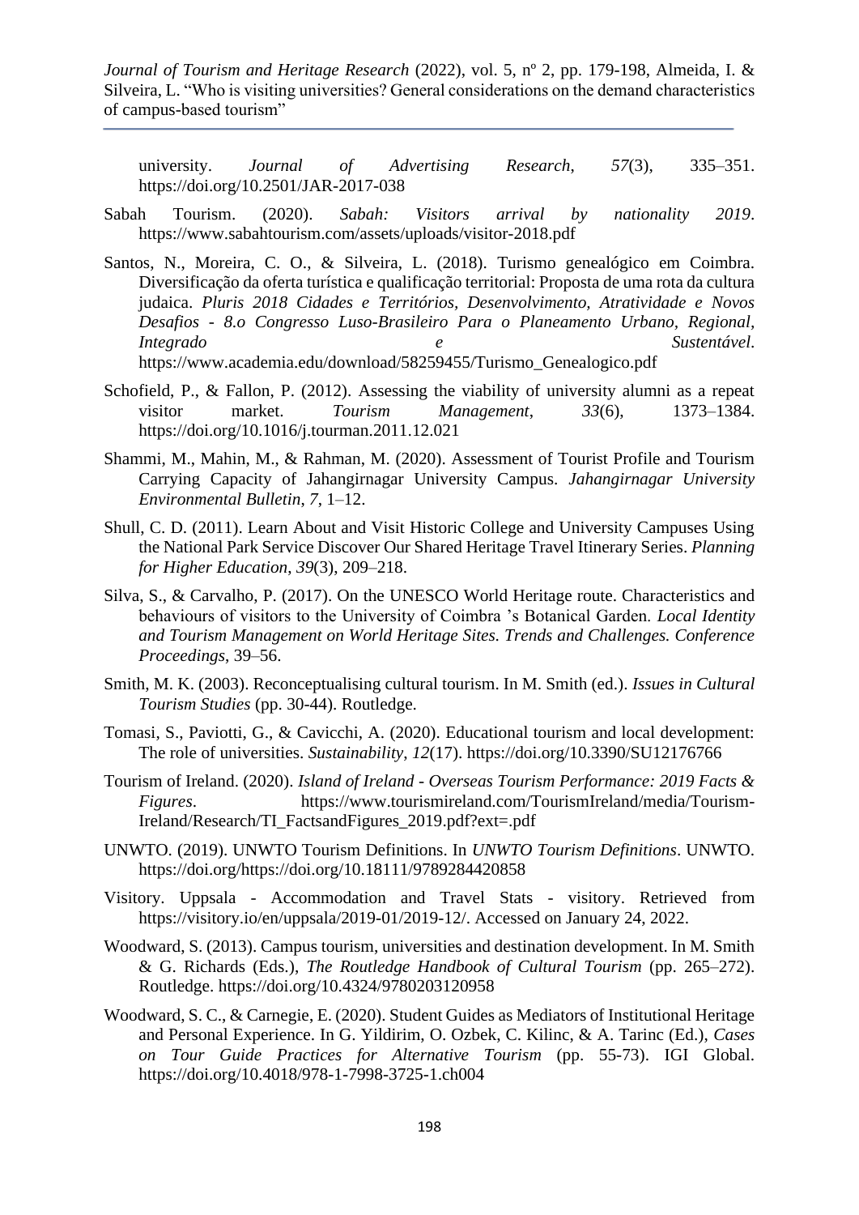university. *Journal of Advertising Research*, *57*(3), 335–351. https://doi.org/10.2501/JAR-2017-038

Sabah Tourism. (2020). *Sabah: Visitors arrival by nationality 2019*. https://www.sabahtourism.com/assets/uploads/visitor-2018.pdf

Santos, N., Moreira, C. O., & Silveira, L. (2018). Turismo genealógico em Coimbra. Diversificação da oferta turística e qualificação territorial: Proposta de uma rota da cultura judaica. *Pluris 2018 Cidades e Territórios, Desenvolvimento, Atratividade e Novos Desafios - 8.o Congresso Luso-Brasileiro Para o Planeamento Urbano, Regional, Integrado e Sustentável*. https://www.academia.edu/download/58259455/Turismo_Genealogico.pdf

Schofield, P., & Fallon, P. (2012). Assessing the viability of university alumni as a repeat visitor market. *Tourism Management*, *33*(6), 1373–1384. https://doi.org/10.1016/j.tourman.2011.12.021

Shammi, M., Mahin, M., & Rahman, M. (2020). Assessment of Tourist Profile and Tourism Carrying Capacity of Jahangirnagar University Campus. *Jahangirnagar University Environmental Bulletin*, *7*, 1–12.

Shull, C. D. (2011). Learn About and Visit Historic College and University Campuses Using the National Park Service Discover Our Shared Heritage Travel Itinerary Series. *Planning for Higher Education*, *39*(3), 209–218.

Silva, S., & Carvalho, P. (2017). On the UNESCO World Heritage route. Characteristics and behaviours of visitors to the University of Coimbra 's Botanical Garden. *Local Identity and Tourism Management on World Heritage Sites. Trends and Challenges. Conference Proceedings*, 39–56.

Smith, M. K. (2003). Reconceptualising cultural tourism. In M. Smith (ed.). *Issues in Cultural Tourism Studies* (pp. 30-44). Routledge.

Tomasi, S., Paviotti, G., & Cavicchi, A. (2020). Educational tourism and local development: The role of universities. *Sustainability*, *12*(17). https://doi.org/10.3390/SU12176766

Tourism of Ireland. (2020). *Island of Ireland - Overseas Tourism Performance: 2019 Facts & Figures*. https://www.tourismireland.com/TourismIreland/media/Tourism-Ireland/Research/TI_FactsandFigures_2019.pdf?ext=.pdf

UNWTO. (2019). UNWTO Tourism Definitions. In *UNWTO Tourism Definitions*. UNWTO. https://doi.org/https://doi.org/10.18111/9789284420858

Visitory. Uppsala - Accommodation and Travel Stats - visitory. Retrieved from https://visitory.io/en/uppsala/2019-01/2019-12/. Accessed on January 24, 2022.

Woodward, S. (2013). Campus tourism, universities and destination development. In M. Smith & G. Richards (Eds.), *The Routledge Handbook of Cultural Tourism* (pp. 265–272). Routledge. https://doi.org/10.4324/9780203120958

Woodward, S. C., & Carnegie, E. (2020). Student Guides as Mediators of Institutional Heritage and Personal Experience. In G. Yildirim, O. Ozbek, C. Kilinc, & A. Tarinc (Ed.), *Cases on Tour Guide Practices for Alternative Tourism* (pp. 55-73). IGI Global. https://doi.org/10.4018/978-1-7998-3725-1.ch004